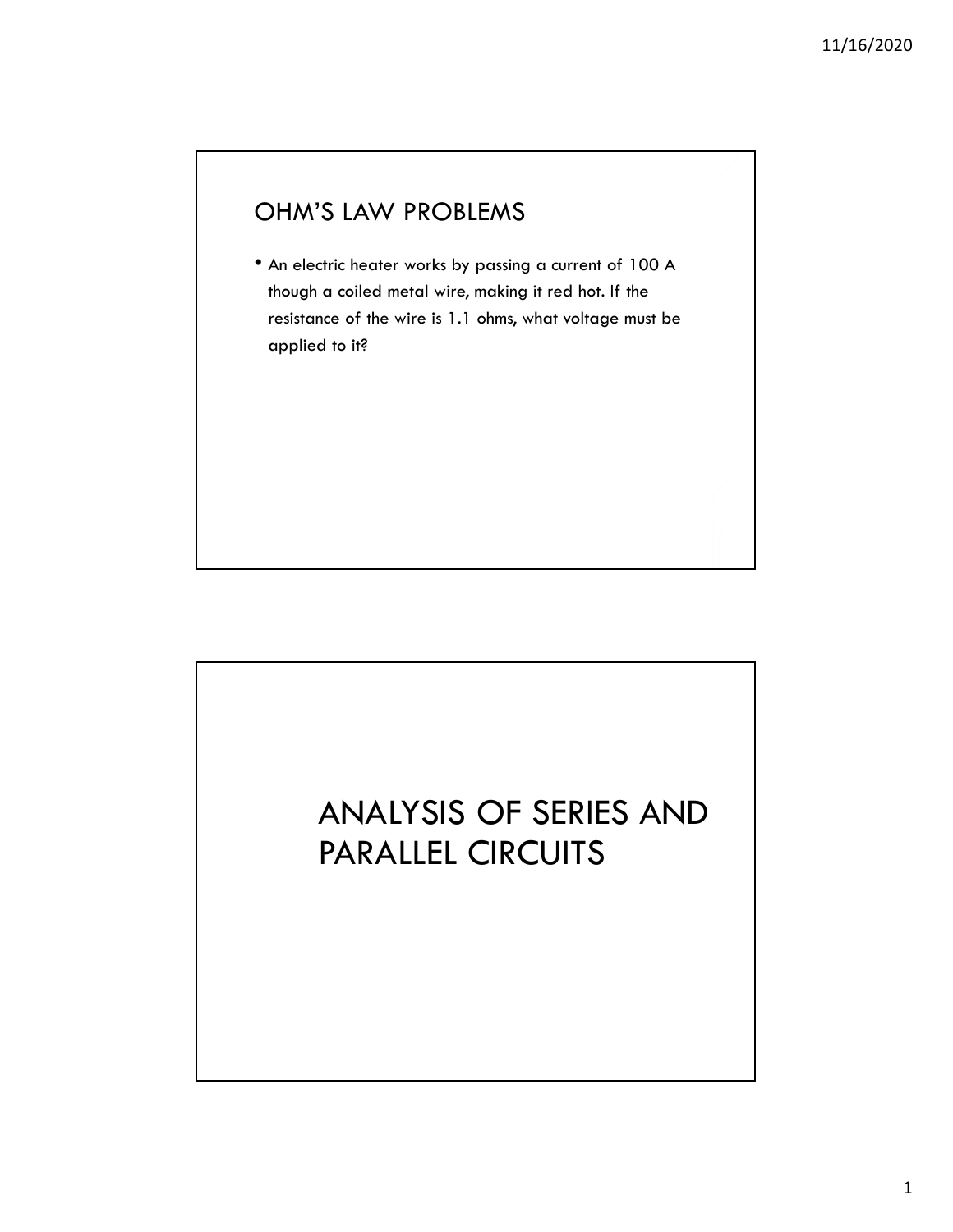## OHM'S LAW PROBLEMS

- An electric heater works by passing a current of 100 A though a coiled metal wire, making it red hot. If the resistance of the wire is 1.1 ohms, what voltage must be applied to it?

# ANALYSIS OF SERIES AND PARALLEL CIRCUITS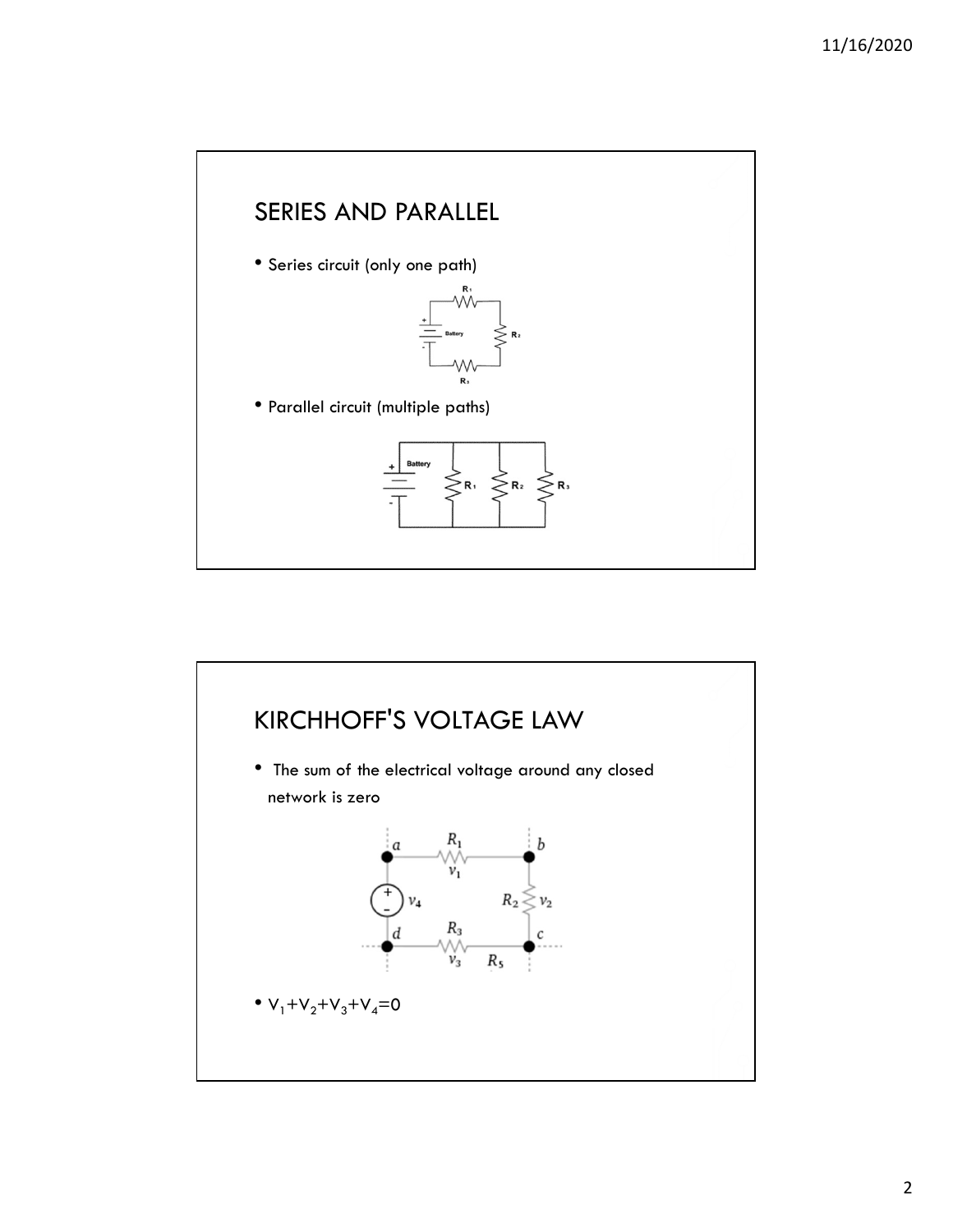## SERIES AND PARALLEL

- Series circuit (only one path)
- Parallel circuit (multiple paths)

## KIRCHHOFF'S VOLTAGE LAW

- The sum of the electrical voltage around any closed network is zero
- $V_1+V_2+V_3+V_4=0$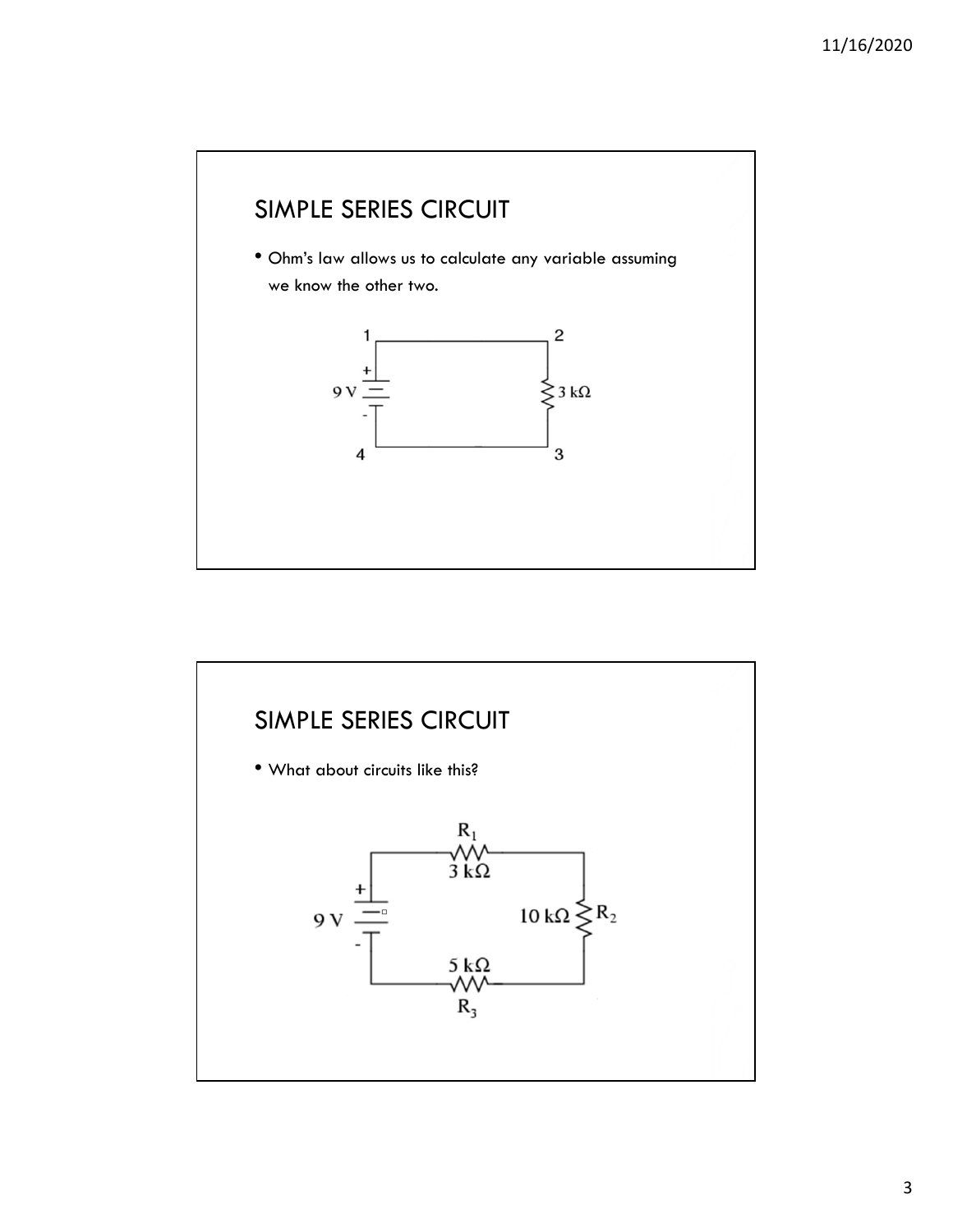## SIMPLE SERIES CIRCUIT

- Ohm's law allows us to calculate any variable assuming we know the other two.

## SIMPLE SERIES CIRCUIT

- What about circuits like this?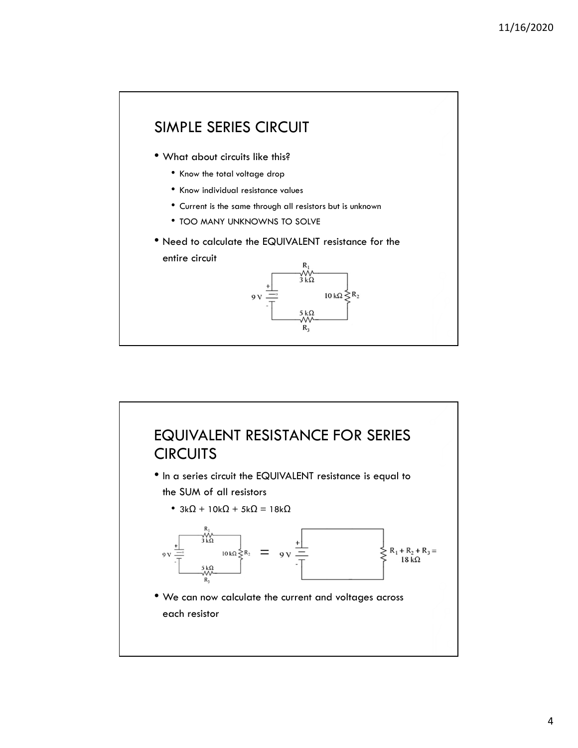## SIMPLE SERIES CIRCUIT

- What about circuits like this?
  - Know the total voltage drop
  - Know individual resistance values
  - Current is the same through all resistors but is unknown
  - TOO MANY UNKNOWNS TO SOLVE
- Need to calculate the EQUIVALENT resistance for the entire circuit

## EQUIVALENT RESISTANCE FOR SERIES CIRCUITS

- In a series circuit the EQUIVALENT resistance is equal to the SUM of all resistors
  - $3k\Omega + 10k\Omega + 5k\Omega = 18k\Omega$
- We can now calculate the current and voltages across each resistor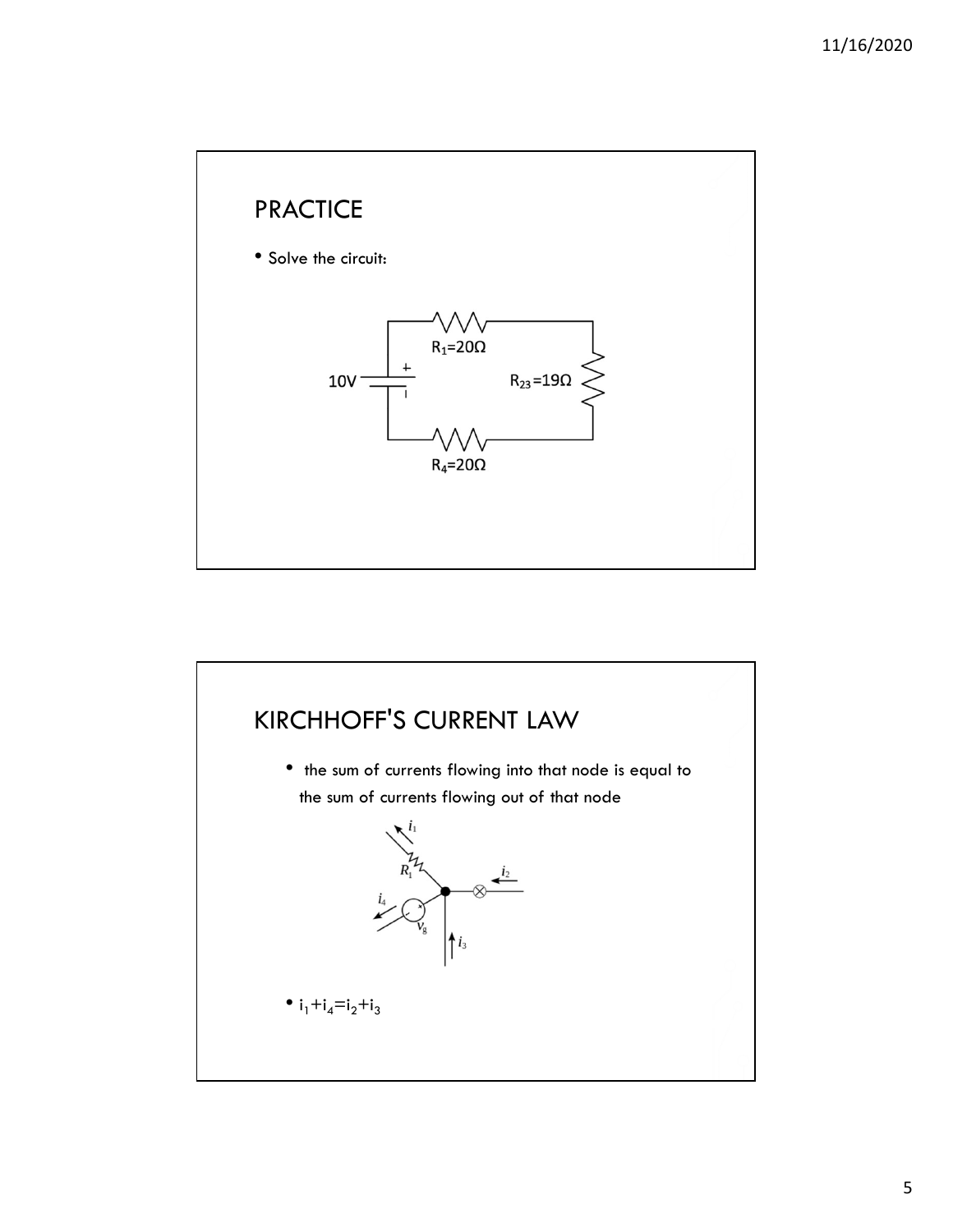## PRACTICE

- Solve the circuit:

## KIRCHHOFF'S CURRENT LAW

- the sum of currents flowing into that node is equal to the sum of currents flowing out of that node

- $i_1+i_4=i_2+i_3$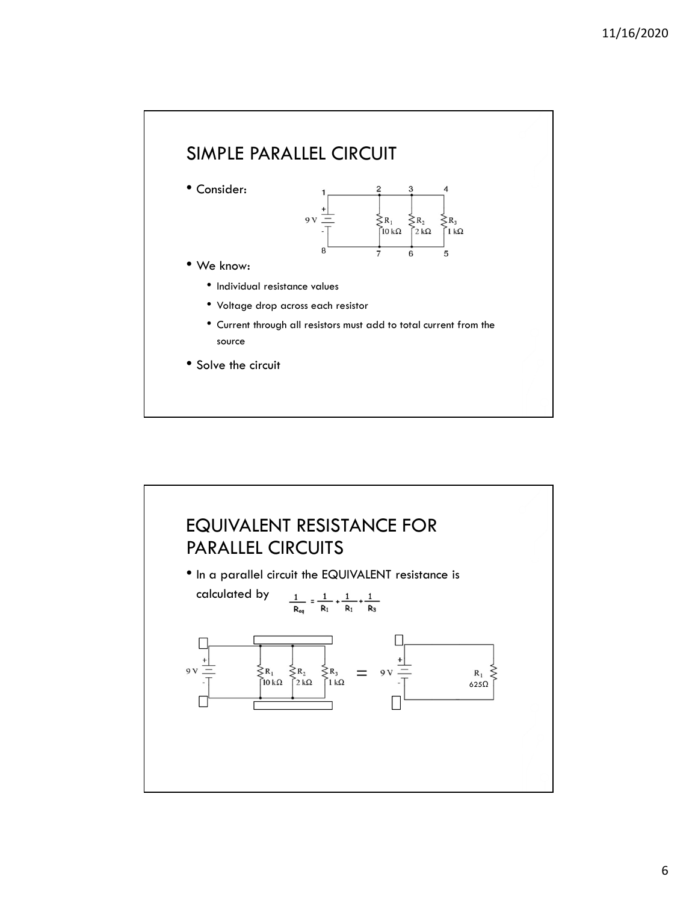## SIMPLE PARALLEL CIRCUIT

- Consider:
- We know:
  - Individual resistance values
  - Voltage drop across each resistor
  - Current through all resistors must add to total current from the source
- Solve the circuit

## EQUIVALENT RESISTANCE FOR PARALLEL CIRCUITS

- In a parallel circuit the EQUIVALENT resistance is calculated by $\frac{1}{R_{eq}} = \frac{1}{R_1} + \frac{1}{R_1} + \frac{1}{R_3}$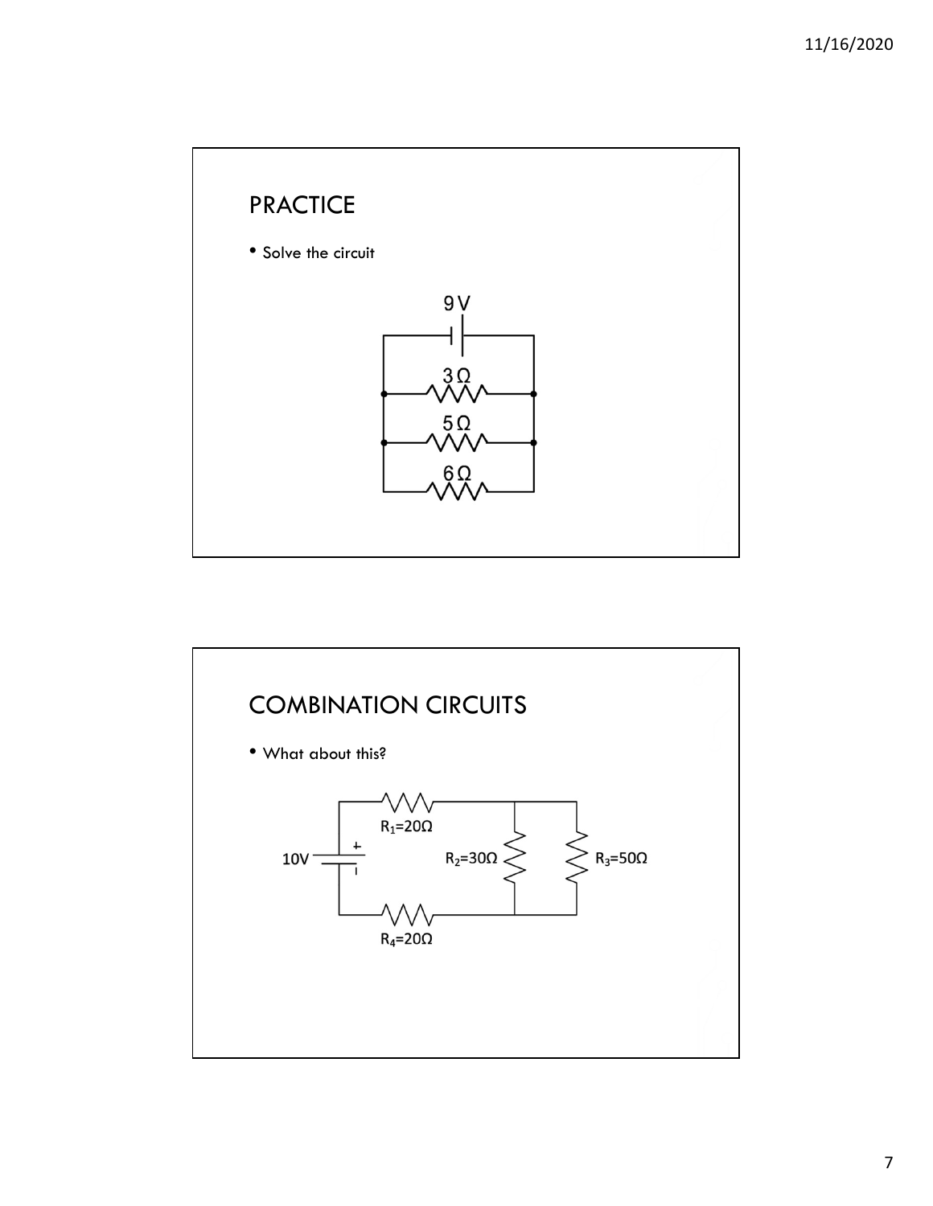## PRACTICE

- Solve the circuit

9 V

3 Ω

5 Ω

6 Ω

## COMBINATION CIRCUITS

- What about this?

$R_1$=20Ω

10V

$R_2$=30Ω

$R_3$=50Ω

$R_4$=20Ω